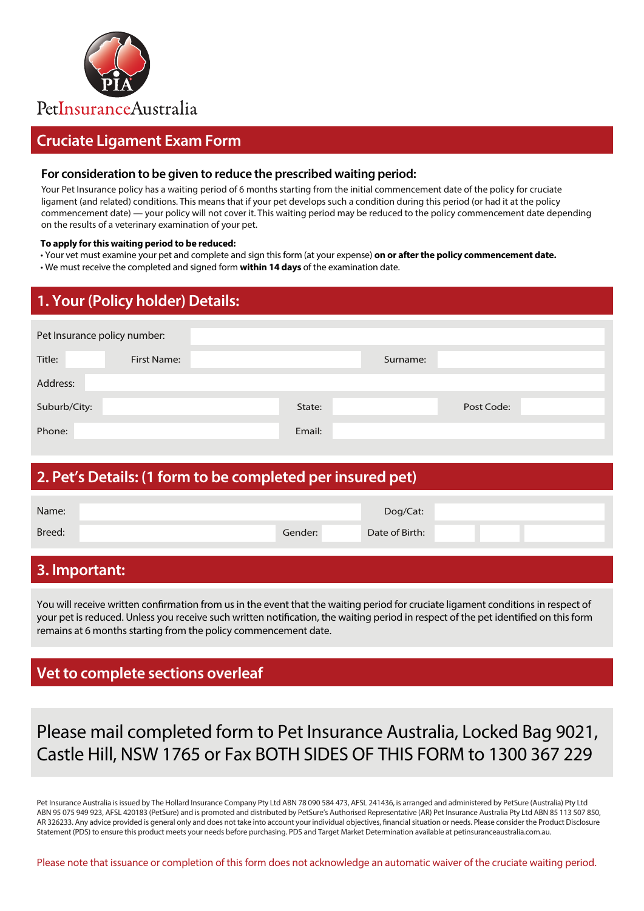PIA

PetInsuranceAustralia

# Cruciate Ligament Exam Form

### For consideration to be given to reduce the prescribed waiting period:

Your Pet Insurance policy has a waiting period of 6 months starting from the initial commencement date of the policy for cruciate ligament (and related) conditions. This means that if your pet develops such a condition during this period (or had it at the policy commencement date) — your policy will not cover it. This waiting period may be reduced to the policy commencement date depending on the results of a veterinary examination of your pet.

**To apply for this waiting period to be reduced:**

- Your vet must examine your pet and complete and sign this form (at your expense) **on or after the policy commencement date.**
- We must receive the completed and signed form **within 14 days** of the examination date.

## 1. Your (Policy holder) Details:

| | | | | | |
|---|---|---|---|---|---|
| Pet Insurance policy number: | | | | | |
| Title: | | First Name: | | Surname: | |
| Address: | | | | | |
| Suburb/City: | | State: | | Post Code: | |
| Phone: | | Email: | | | |

## 2. Pet's Details: (1 form to be completed per insured pet)

| | | | | | |
|---|---|---|---|---|---|
| Name: | | | | Dog/Cat: | |
| Breed: | | Gender: | | Date of Birth: | |

## 3. Important:

You will receive written confirmation from us in the event that the waiting period for cruciate ligament conditions in respect of your pet is reduced. Unless you receive such written notification, the waiting period in respect of the pet identified on this form remains at 6 months starting from the policy commencement date.

## Vet to complete sections overleaf

Please mail completed form to Pet Insurance Australia, Locked Bag 9021, Castle Hill, NSW 1765 or Fax BOTH SIDES OF THIS FORM to 1300 367 229

Pet Insurance Australia is issued by The Hollard Insurance Company Pty Ltd ABN 78 090 584 473, AFSL 241436, is arranged and administered by PetSure (Australia) Pty Ltd ABN 95 075 949 923, AFSL 420183 (PetSure) and is promoted and distributed by PetSure's Authorised Representative (AR) Pet Insurance Australia Pty Ltd ABN 85 113 507 850, AR 326233. Any advice provided is general only and does not take into account your individual objectives, financial situation or needs. Please consider the Product Disclosure Statement (PDS) to ensure this product meets your needs before purchasing. PDS and Target Market Determination available at petinsuranceaustralia.com.au.

Please note that issuance or completion of this form does not acknowledge an automatic waiver of the cruciate waiting period.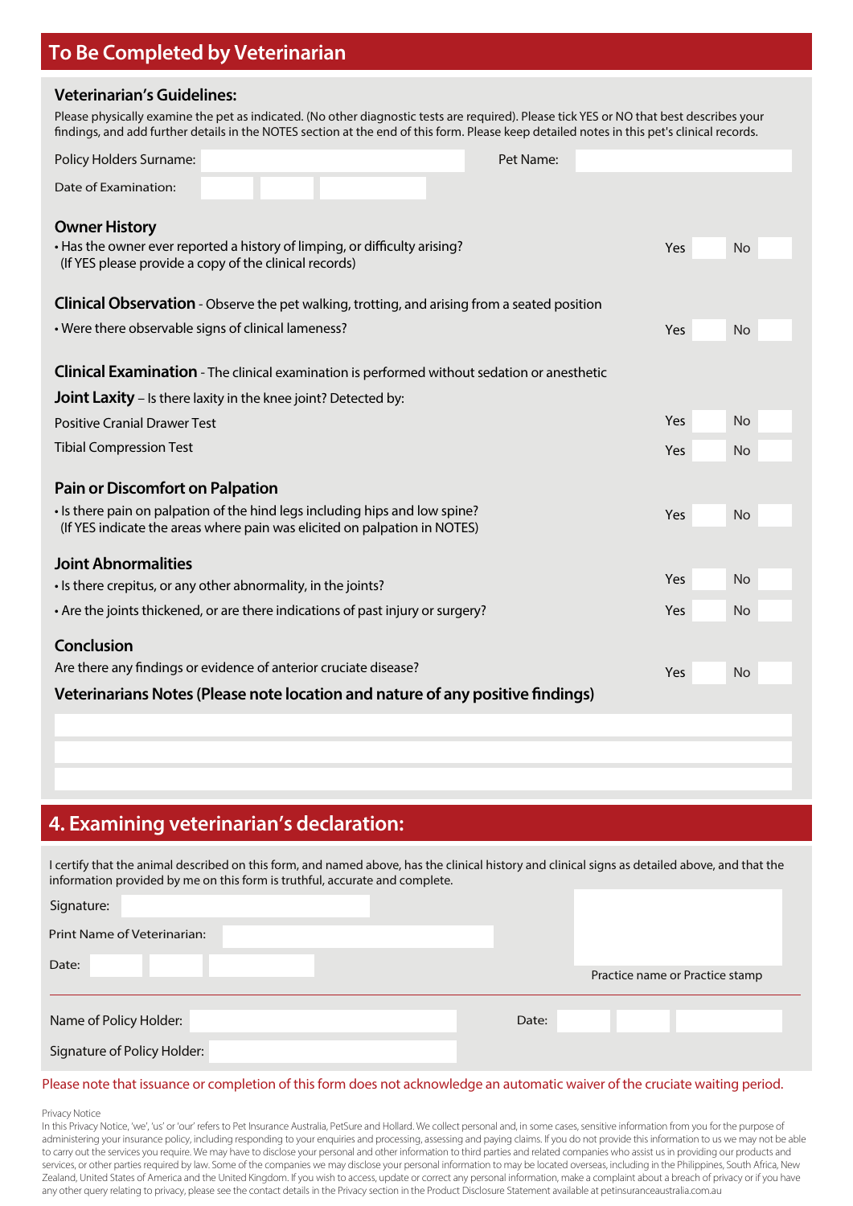## To Be Completed by Veterinarian

### Veterinarian's Guidelines:

Please physically examine the pet as indicated. (No other diagnostic tests are required). Please tick YES or NO that best describes your findings, and add further details in the NOTES section at the end of this form. Please keep detailed notes in this pet's clinical records.

Policy Holders Surname: 　　　　 Pet Name:

Date of Examination:

### Owner History

| | | |
|---|---|---|
| • Has the owner ever reported a history of limping, or difficulty arising? (If YES please provide a copy of the clinical records) | Yes | No |

### Clinical Observation - Observe the pet walking, trotting, and arising from a seated position

| | | |
|---|---|---|
| • Were there observable signs of clinical lameness? | Yes | No |

### Clinical Examination - The clinical examination is performed without sedation or anesthetic

**Joint Laxity** – Is there laxity in the knee joint? Detected by:

| | | |
|---|---|---|
| Positive Cranial Drawer Test | Yes | No |
| Tibial Compression Test | Yes | No |

### Pain or Discomfort on Palpation

| | | |
|---|---|---|
| • Is there pain on palpation of the hind legs including hips and low spine? (If YES indicate the areas where pain was elicited on palpation in NOTES) | Yes | No |

### Joint Abnormalities

| | | |
|---|---|---|
| • Is there crepitus, or any other abnormality, in the joints? | Yes | No |
| • Are the joints thickened, or are there indications of past injury or surgery? | Yes | No |

### Conclusion

| | | |
|---|---|---|
| Are there any findings or evidence of anterior cruciate disease? | Yes | No |

### Veterinarians Notes (Please note location and nature of any positive findings)

## 4. Examining veterinarian's declaration:

I certify that the animal described on this form, and named above, has the clinical history and clinical signs as detailed above, and that the information provided by me on this form is truthful, accurate and complete.

Signature:

Print Name of Veterinarian:

Date:

Practice name or Practice stamp

Name of Policy Holder: 　　　　 Date:

Signature of Policy Holder:

Please note that issuance or completion of this form does not acknowledge an automatic waiver of the cruciate waiting period.

Privacy Notice

In this Privacy Notice, 'we', 'us' or 'our' refers to Pet Insurance Australia, PetSure and Hollard. We collect personal and, in some cases, sensitive information from you for the purpose of administering your insurance policy, including responding to your enquiries and processing, assessing and paying claims. If you do not provide this information to us we may not be able to carry out the services you require. We may have to disclose your personal and other information to third parties and related companies who assist us in providing our products and services, or other parties required by law. Some of the companies we may disclose your personal information to may be located overseas, including in the Philippines, South Africa, New Zealand, United States of America and the United Kingdom. If you wish to access, update or correct any personal information, make a complaint about a breach of privacy or if you have any other query relating to privacy, please see the contact details in the Privacy section in the Product Disclosure Statement available at petinsuranceaustralia.com.au